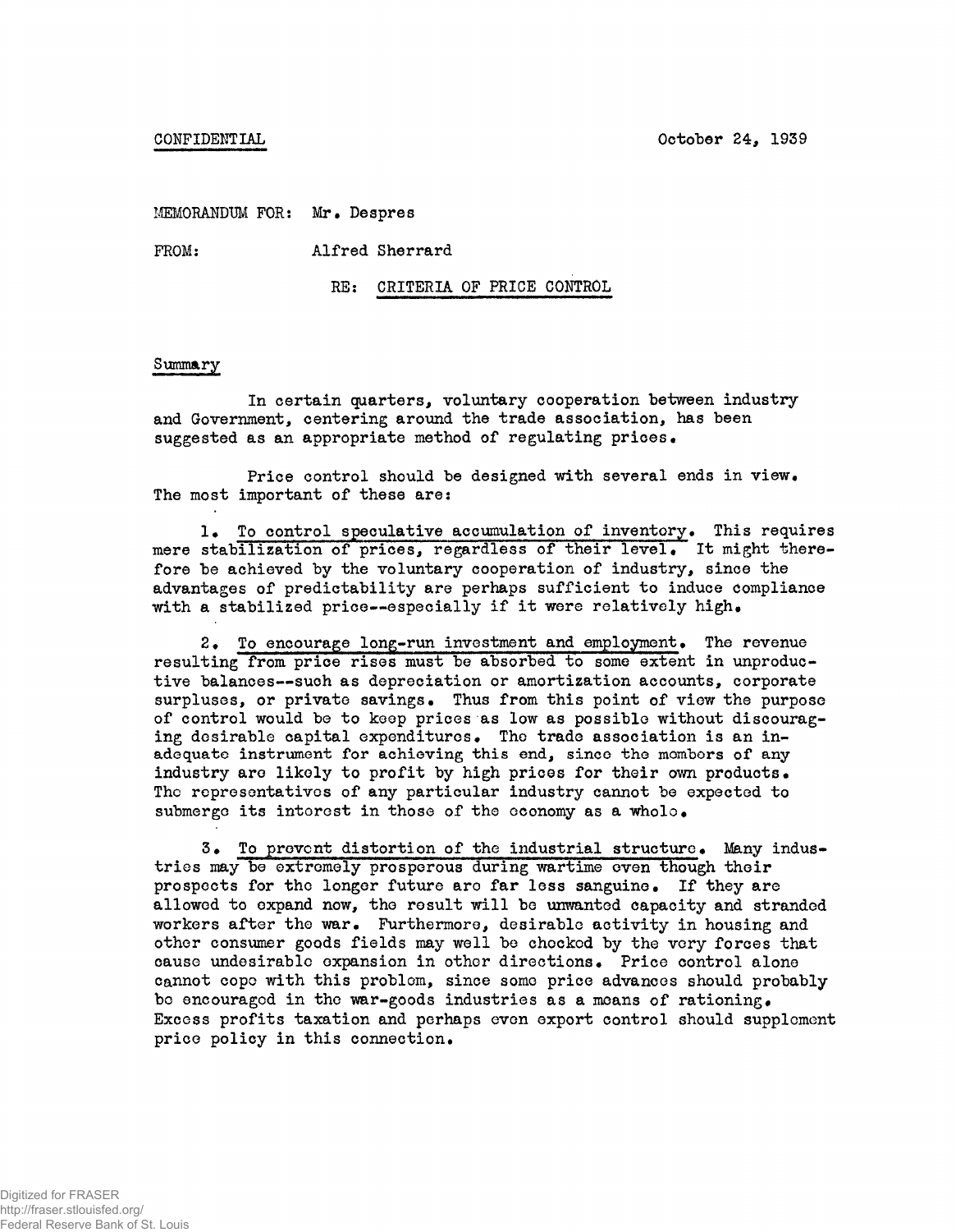CONFIDENTIAL

October 24, 1939

MEMORANDUM FOR: Mr. Despres

FROM: Alfred Sherrard

RE: CRITERIA OF PRICE CONTROL

## Summary

In certain quarters, voluntary cooperation between industry and Government, centering around the trade association, has been suggested as an appropriate method of regulating prices.

Price control should be designed with several ends in view. The most important of these are:

1. To control speculative accumulation of inventory. This requires mere stabilization of prices, regardless of their level. It might therefore be achieved by the voluntary cooperation of industry, since the advantages of predictability are perhaps sufficient to induce compliance with a stabilized price--especially if it were relatively high.

2. To encourage long-run investment and employment. The revenue resulting from price rises must be absorbed to some extent in unproductive balances--such as depreciation or amortization accounts, corporate surpluses, or private savings. Thus from this point of view the purpose of control would be to keep prices as low as possible without discouraging desirable capital expenditures. The trade association is an inadequate instrument for achieving this end, since the members of any industry are likely to profit by high prices for their own products. The representatives of any particular industry cannot be expected to submerge its interest in those of the economy as a whole.

3. To prevent distortion of the industrial structure. Many industries may be extremely prosperous during wartime even though their prospects for the longer future are far less sanguine. If they are allowed to expand now, the result will be unwanted capacity and stranded workers after the war. Furthermore, desirable activity in housing and other consumer goods fields may well be checked by the very forces that cause undesirable expansion in other directions. Price control alone cannot cope with this problem, since some price advances should probably be encouraged in the war-goods industries as a means of rationing. Excess profits taxation and perhaps even export control should supplement price policy in this connection.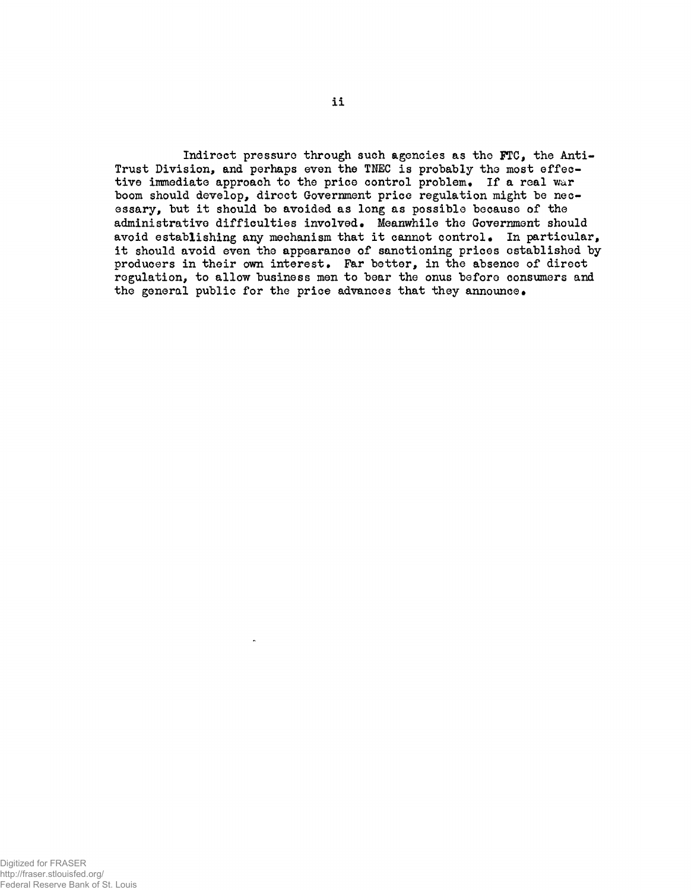Indirect pressure through such agencies as the FTC, the Anti-Trust Division, and perhaps even the TNEC is probably the most effective immediate approach to the price control problem. If a real war boom should develop, direct Government price regulation might be necessary, but it should be avoided as long as possible because of the administrative difficulties involved. Meanwhile the Government should avoid establishing any mechanism that it cannot control. In particular, it should avoid even the appearance of sanctioning prices established by producers in their own interest. Far better, in the absence of direct regulation, to allow business men to bear the onus before consumers and the general public for the price advances that they announce.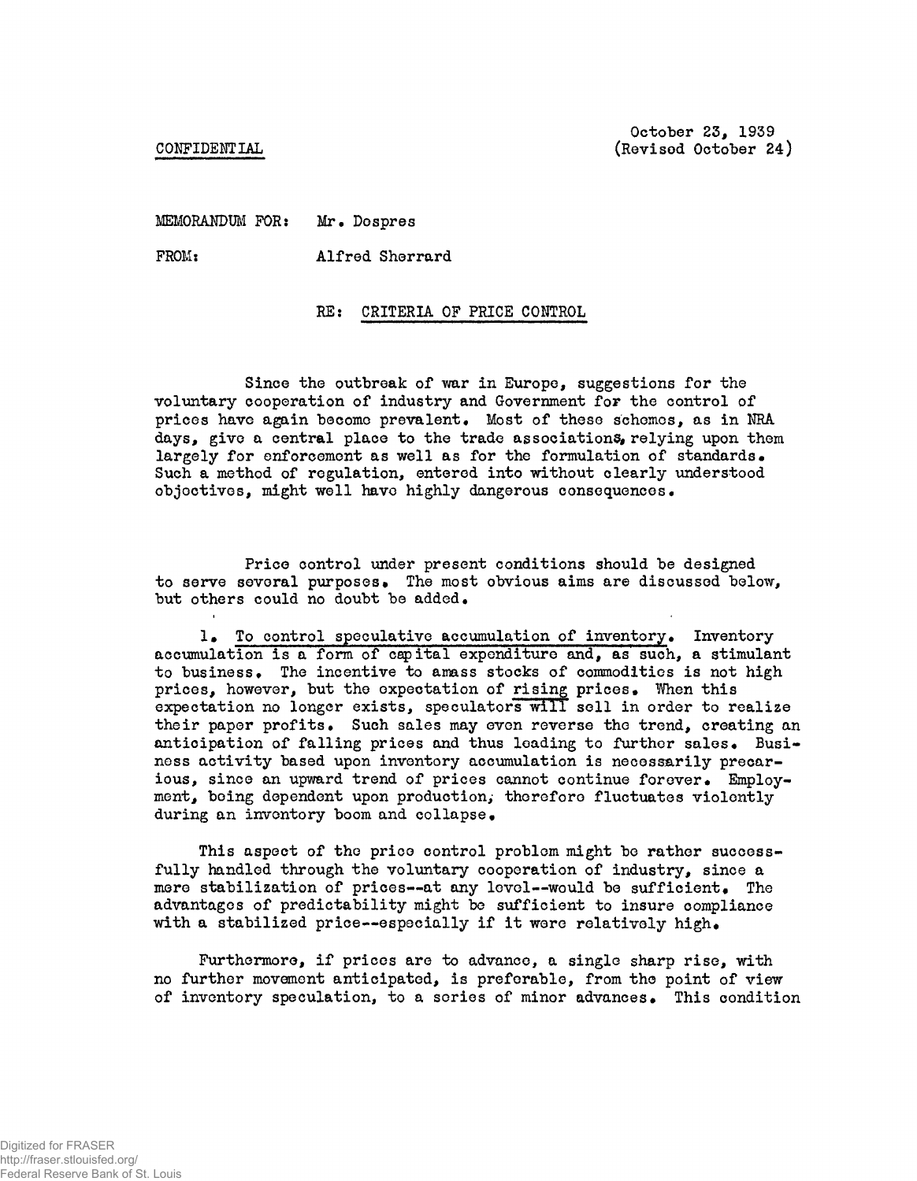CONFIDENTIAL

October 23, 1939
(Revised October 24)

MEMORANDUM FOR: Mr. Despres

FROM: Alfred Sherrard

RE: CRITERIA OF PRICE CONTROL

Since the outbreak of war in Europe, suggestions for the voluntary cooperation of industry and Government for the control of prices have again become prevalent. Most of these schemes, as in NRA days, give a central place to the trade associations, relying upon them largely for enforcement as well as for the formulation of standards. Such a method of regulation, entered into without clearly understood objectives, might well have highly dangerous consequences.

Price control under present conditions should be designed to serve several purposes. The most obvious aims are discussed below, but others could no doubt be added.

1. To control speculative accumulation of inventory. Inventory accumulation is a form of capital expenditure and, as such, a stimulant to business. The incentive to amass stocks of commodities is not high prices, however, but the expectation of rising prices. When this expectation no longer exists, speculators will sell in order to realize their paper profits. Such sales may even reverse the trend, creating an anticipation of falling prices and thus leading to further sales. Business activity based upon inventory accumulation is necessarily precarious, since an upward trend of prices cannot continue forever. Employment, being dependent upon production, therefore fluctuates violently during an inventory boom and collapse.

This aspect of the price control problem might be rather successfully handled through the voluntary cooperation of industry, since a mere stabilization of prices--at any level--would be sufficient. The advantages of predictability might be sufficient to insure compliance with a stabilized price--especially if it were relatively high.

Furthermore, if prices are to advance, a single sharp rise, with no further movement anticipated, is preferable, from the point of view of inventory speculation, to a series of minor advances. This condition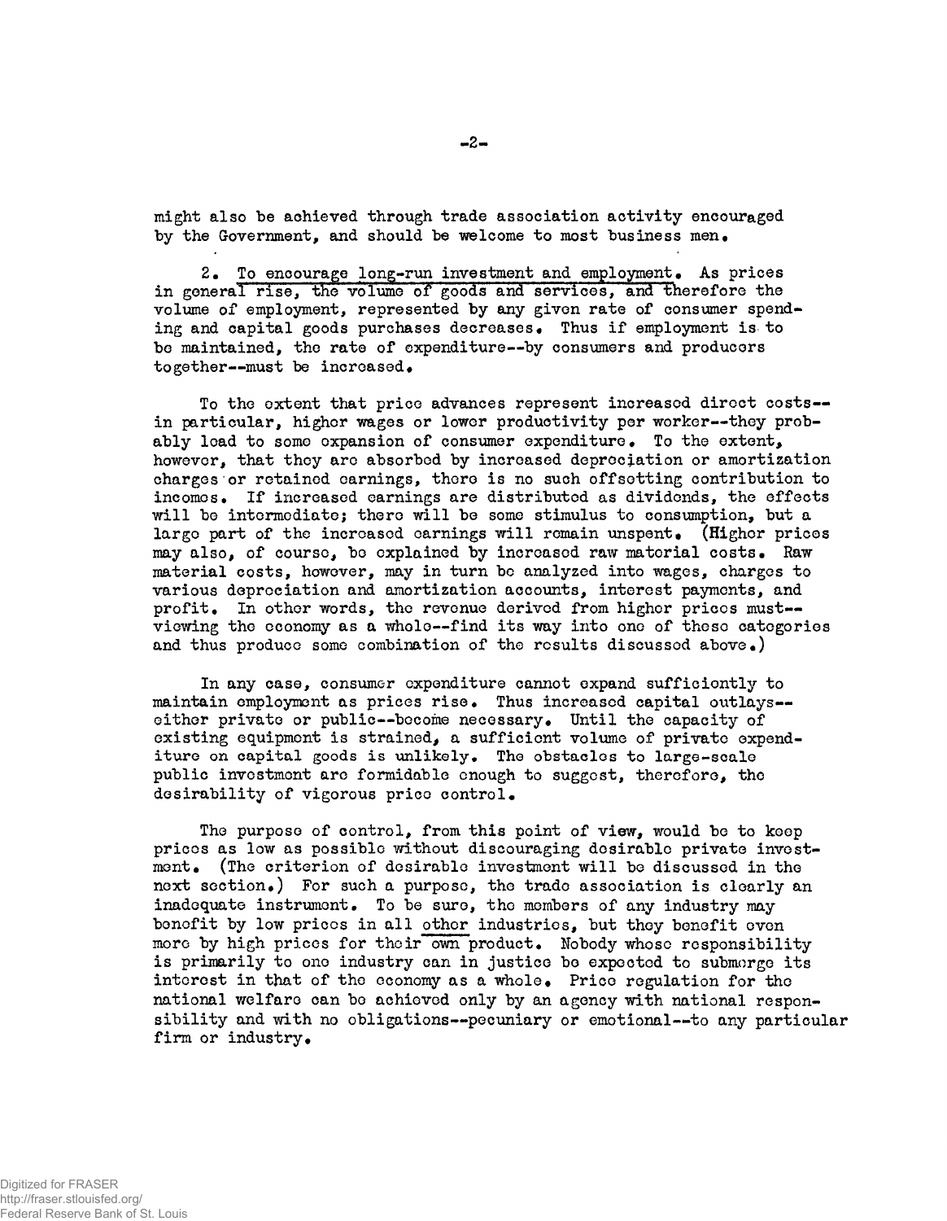might also be achieved through trade association activity encouraged by the Government, and should be welcome to most business men.

2. <u>To encourage long-run investment and employment.</u> As prices in general rise, the volume of goods and services, and therefore the volume of employment, represented by any given rate of consumer spending and capital goods purchases decreases. Thus if employment is to be maintained, the rate of expenditure--by consumers and producers together--must be increased.

To the extent that price advances represent increased direct costs--in particular, higher wages or lower productivity per worker--they probably lead to some expansion of consumer expenditure. To the extent, however, that they are absorbed by increased depreciation or amortization charges or retained earnings, there is no such offsetting contribution to incomes. If increased earnings are distributed as dividends, the effects will be intermediate; there will be some stimulus to consumption, but a large part of the increased earnings will remain unspent. (Higher prices may also, of course, be explained by increased raw material costs. Raw material costs, however, may in turn be analyzed into wages, charges to various depreciation and amortization accounts, interest payments, and profit. In other words, the revenue derived from higher prices must--viewing the economy as a whole--find its way into one of these categories and thus produce some combination of the results discussed above.)

In any case, consumer expenditure cannot expand sufficiently to maintain employment as prices rise. Thus increased capital outlays--either private or public--become necessary. Until the capacity of existing equipment is strained, a sufficient volume of private expenditure on capital goods is unlikely. The obstacles to large-scale public investment are formidable enough to suggest, therefore, the desirability of vigorous price control.

The purpose of control, from this point of view, would be to keep prices as low as possible without discouraging desirable private investment. (The criterion of desirable investment will be discussed in the next section.) For such a purpose, the trade association is clearly an inadequate instrument. To be sure, the members of any industry may benefit by low prices in all <u>other</u> industries, but they benefit even more by high prices for their <u>own</u> product. Nobody whose responsibility is primarily to one industry can in justice be expected to submerge its interest in that of the economy as a whole. Price regulation for the national welfare can be achieved only by an agency with national responsibility and with no obligations--pecuniary or emotional--to any particular firm or industry.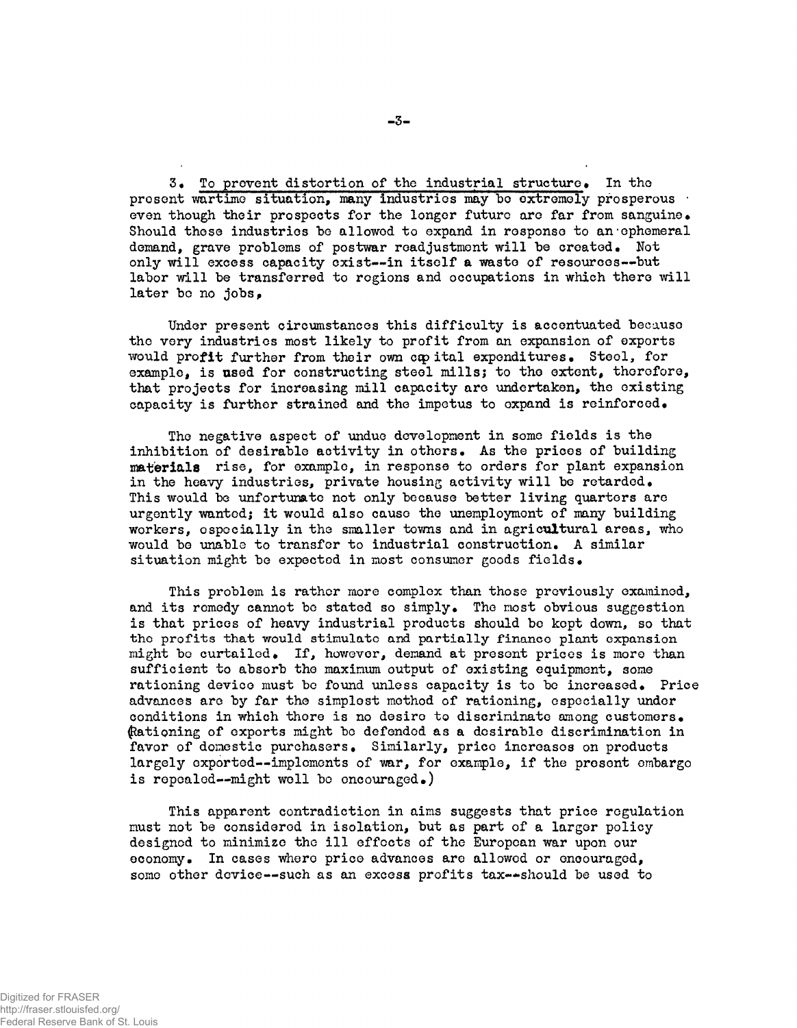3. <u>To prevent distortion of the industrial structure</u>. In the present wartime situation, many industries may be extremely prosperous even though their prospects for the longer future are far from sanguine. Should these industries be allowed to expand in response to an ephemeral demand, grave problems of postwar readjustment will be created. Not only will excess capacity exist--in itself a waste of resources--but labor will be transferred to regions and occupations in which there will later be no jobs.

Under present circumstances this difficulty is accentuated because the very industries most likely to profit from an expansion of exports would profit further from their own capital expenditures. Steel, for example, is used for constructing steel mills; to the extent, therefore, that projects for increasing mill capacity are undertaken, the existing capacity is further strained and the impetus to expand is reinforced.

The negative aspect of undue development in some fields is the inhibition of desirable activity in others. As the prices of building materials rise, for example, in response to orders for plant expansion in the heavy industries, private housing activity will be retarded. This would be unfortunate not only because better living quarters are urgently wanted; it would also cause the unemployment of many building workers, especially in the smaller towns and in agricultural areas, who would be unable to transfer to industrial construction. A similar situation might be expected in most consumer goods fields.

This problem is rather more complex than those previously examined, and its remedy cannot be stated so simply. The most obvious suggestion is that prices of heavy industrial products should be kept down, so that the profits that would stimulate and partially finance plant expansion might be curtailed. If, however, demand at present prices is more than sufficient to absorb the maximum output of existing equipment, some rationing device must be found unless capacity is to be increased. Price advances are by far the simplest method of rationing, especially under conditions in which there is no desire to discriminate among customers. (Rationing of exports might be defended as a desirable discrimination in favor of domestic purchasers. Similarly, price increases on products largely exported--implements of war, for example, if the present embargo is repealed--might well be encouraged.)

This apparent contradiction in aims suggests that price regulation must not be considered in isolation, but as part of a larger policy designed to minimize the ill effects of the European war upon our economy. In cases where price advances are allowed or encouraged, some other device--such as an excess profits tax--should be used to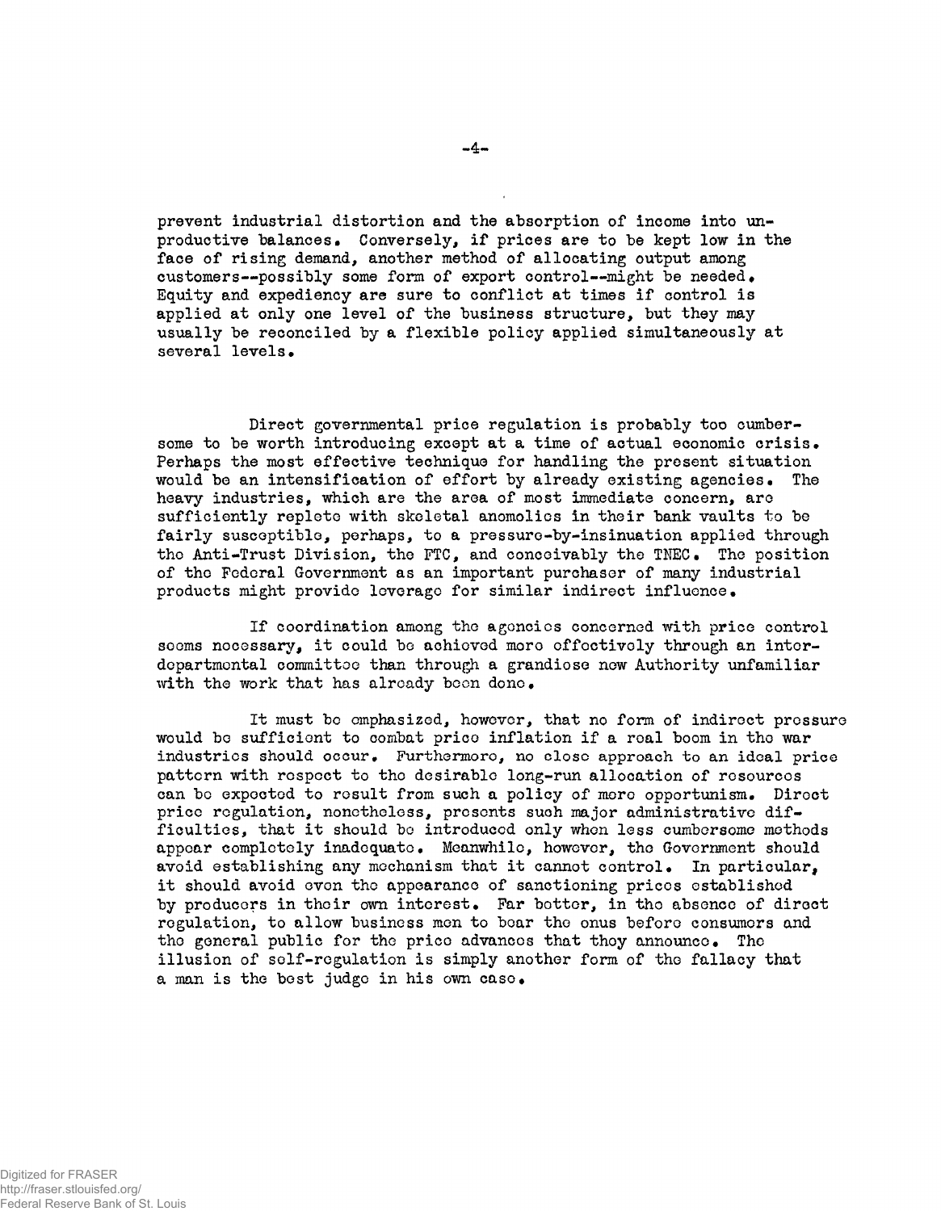prevent industrial distortion and the absorption of income into unproductive balances. Conversely, if prices are to be kept low in the face of rising demand, another method of allocating output among customers--possibly some form of export control--might be needed. Equity and expediency are sure to conflict at times if control is applied at only one level of the business structure, but they may usually be reconciled by a flexible policy applied simultaneously at several levels.

Direct governmental price regulation is probably too cumbersome to be worth introducing except at a time of actual economic crisis. Perhaps the most effective technique for handling the present situation would be an intensification of effort by already existing agencies. The heavy industries, which are the area of most immediate concern, are sufficiently replete with skeletal anomolies in their bank vaults to be fairly susceptible, perhaps, to a pressure-by-insinuation applied through the Anti-Trust Division, the FTC, and conceivably the TNEC. The position of the Federal Government as an important purchaser of many industrial products might provide leverage for similar indirect influence.

If coordination among the agencies concerned with price control seems necessary, it could be achieved more effectively through an interdepartmental committee than through a grandiose new Authority unfamiliar with the work that has already been done.

It must be emphasized, however, that no form of indirect pressure would be sufficient to combat price inflation if a real boom in the war industries should occur. Furthermore, no close approach to an ideal price pattern with respect to the desirable long-run allocation of resources can be expected to result from such a policy of mere opportunism. Direct price regulation, nonetheless, presents such major administrative difficulties, that it should be introduced only when less cumbersome methods appear completely inadequate. Meanwhile, however, the Government should avoid establishing any mechanism that it cannot control. In particular, it should avoid even the appearance of sanctioning prices established by producers in their own interest. Far better, in the absence of direct regulation, to allow business men to bear the onus before consumers and the general public for the price advances that they announce. The illusion of self-regulation is simply another form of the fallacy that a man is the best judge in his own case.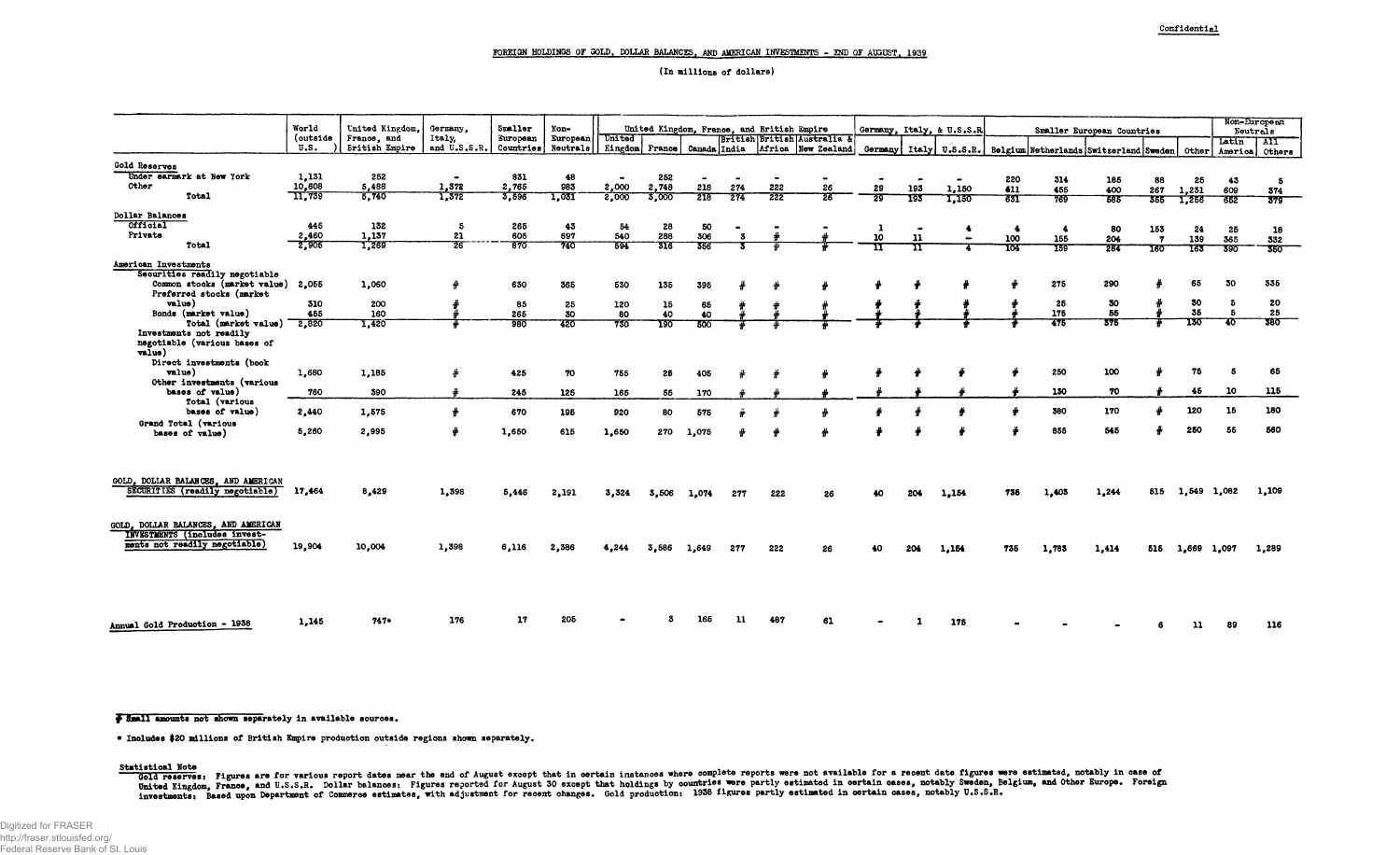Confidential

# FOREIGN HOLDINGS OF GOLD, DOLLAR BALANCES, AND AMERICAN INVESTMENTS - END OF AUGUST, 1939

(In millions of dollars)

| | World (outside U.S.) | United Kingdom, France, and British Empire | Germany, Italy, and U.S.S.R. | Smaller European Countries | Non-European Neutrals | United Kingdom, France, and British Empire | | | | | | Germany, Italy, & U.S.S.R. | | | Smaller European Countries | | | | | Non-European Neutrals | |
|---|---|---|---|---|---|---|---|---|---|---|---|---|---|---|---|---|---|---|---|---|---|
| | | | | | | United Kingdom | France | Canada | India | British Africa | British Australia & New Zealand | Germany | Italy | U.S.S.R. | Belgium | Netherlands | Switzerland | Sweden | Other | Latin America | All Others |
| **Gold Reserves** | | | | | | | | | | | | | | | | | | | | | |
| Under earmark at New York | 1,131 | 252 | - | 831 | 48 | - | 252 | - | - | - | - | - | - | - | 220 | 314 | 185 | 88 | 25 | 43 | 5 |
| Other | 10,608 | 5,488 | 1,372 | 2,765 | 983 | 2,000 | 2,748 | 218 | 274 | 222 | 26 | 29 | 193 | 1,150 | 411 | 455 | 400 | 267 | 1,231 | 609 | 374 |
| Total | 11,739 | 5,740 | 1,372 | 3,596 | 1,031 | 2,000 | 3,000 | 218 | 274 | 222 | 26 | 29 | 193 | 1,150 | 631 | 769 | 585 | 355 | 1,256 | 652 | 379 |
| **Dollar Balances** | | | | | | | | | | | | | | | | | | | | | |
| Official | 445 | 132 | 5 | 265 | 43 | 54 | 28 | 50 | - | - | - | 1 | - | 4 | 4 | 4 | 80 | 153 | 24 | 25 | 18 |
| Private | 2,460 | 1,137 | 21 | 605 | 697 | 540 | 288 | 306 | 3 | # | # | 10 | 11 | - | 100 | 155 | 204 | 7 | 139 | 365 | 332 |
| Total | 2,905 | 1,269 | 26 | 870 | 740 | 594 | 316 | 356 | 3 | # | # | 11 | 11 | 4 | 104 | 159 | 284 | 160 | 163 | 390 | 350 |
| **American Investments** | | | | | | | | | | | | | | | | | | | | | |
| Securities readily negotiable | | | | | | | | | | | | | | | | | | | | | |
| Common stocks (market value) | 2,055 | 1,060 | # | 630 | 365 | 530 | 135 | 395 | # | # | # | # | # | # | # | 275 | 290 | # | 65 | 30 | 335 |
| Preferred stocks (market value) | 310 | 200 | # | 85 | 25 | 120 | 15 | 65 | # | # | # | # | # | # | # | 25 | 30 | # | 30 | 5 | 20 |
| Bonds (market value) | 455 | 160 | # | 265 | 30 | 80 | 40 | 40 | # | # | # | # | # | # | # | 175 | 55 | # | 35 | 5 | 25 |
| Total (market value) | 2,820 | 1,420 | # | 980 | 420 | 730 | 190 | 500 | # | # | # | # | # | # | # | 475 | 375 | # | 130 | 40 | 380 |
| Investments not readily negotiable (various bases of value) | | | | | | | | | | | | | | | | | | | | | |
| Direct investments (book value) | 1,680 | 1,185 | # | 425 | 70 | 755 | 25 | 405 | # | # | # | # | # | # | # | 250 | 100 | # | 75 | 5 | 65 |
| Other investments (various bases of value) | 760 | 390 | # | 245 | 125 | 165 | 55 | 170 | # | # | # | # | # | # | # | 130 | 70 | # | 45 | 10 | 115 |
| Total (various bases of value) | 2,440 | 1,575 | # | 670 | 195 | 920 | 80 | 575 | # | # | # | # | # | # | # | 380 | 170 | # | 120 | 15 | 180 |
| Grand Total (various bases of value) | 5,260 | 2,995 | # | 1,650 | 615 | 1,650 | 270 | 1,075 | # | # | # | # | # | # | # | 855 | 545 | # | 250 | 55 | 560 |
| GOLD, DOLLAR BALANCES, AND AMERICAN SECURITIES (readily negotiable) | 17,464 | 8,429 | 1,398 | 5,446 | 2,191 | 3,324 | 3,506 | 1,074 | 277 | 222 | 26 | 40 | 204 | 1,154 | 735 | 1,403 | 1,244 | 515 | 1,549 | 1,082 | 1,109 |
| GOLD, DOLLAR BALANCES, AND AMERICAN INVESTMENTS (includes investments not readily negotiable) | 19,904 | 10,004 | 1,398 | 6,116 | 2,386 | 4,244 | 3,586 | 1,649 | 277 | 222 | 26 | 40 | 204 | 1,154 | 735 | 1,783 | 1,414 | 515 | 1,669 | 1,097 | 1,289 |
| Annual Gold Production - 1938 | 1,145 | 747* | 176 | 17 | 205 | - | 3 | 165 | 11 | 487 | 61 | - | 1 | 175 | - | - | - | 6 | 11 | 89 | 116 |

# Small amounts not shown separately in available sources.

* Includes $20 millions of British Empire production outside regions shown separately.

Statistical Note

Gold reserves: Figures are for various report dates near the end of August except that in certain instances where complete reports were not available for a recent date figures were estimated, notably in case of United Kingdom, France, and U.S.S.R. Dollar balances: Figures reported for August 30 except that holdings by countries were partly estimated in certain cases, notably Sweden, Belgium, and Other Europe. Foreign investments: Based upon Department of Commerce estimates, with adjustment for recent changes. Gold production: 1938 figures partly estimated in certain cases, notably U.S.S.R.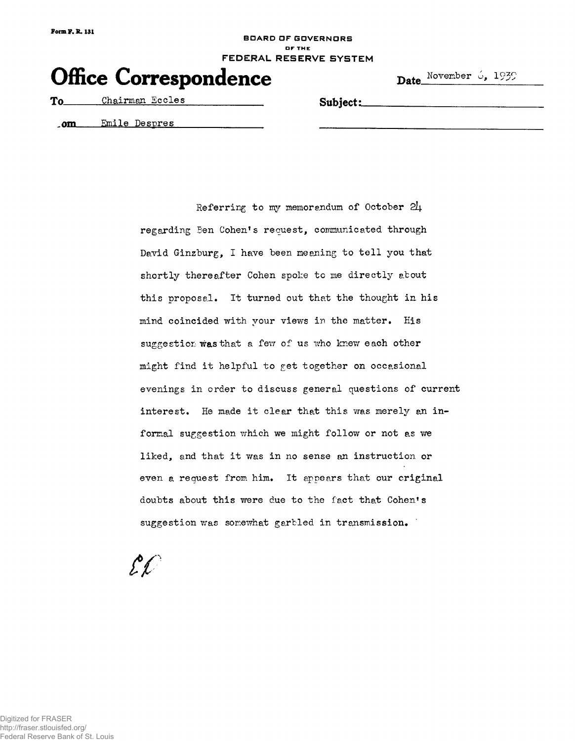Form F. R. 131

BOARD OF GOVERNORS
OF THE
FEDERAL RESERVE SYSTEM

# Office Correspondence

Date November 6, 1939

To Chairman Eccles

Subject:

From Emile Despres

Referring to my memorandum of October 24 regarding Ben Cohen's request, communicated through David Ginzburg, I have been meaning to tell you that shortly thereafter Cohen spoke to me directly about this proposal. It turned out that the thought in his mind coincided with your views in the matter. His suggestion was that a few of us who knew each other might find it helpful to get together on occasional evenings in order to discuss general questions of current interest. He made it clear that this was merely an informal suggestion which we might follow or not as we liked, and that it was in no sense an instruction or even a request from him. It appears that our original doubts about this were due to the fact that Cohen's suggestion was somewhat garbled in transmission.

ED